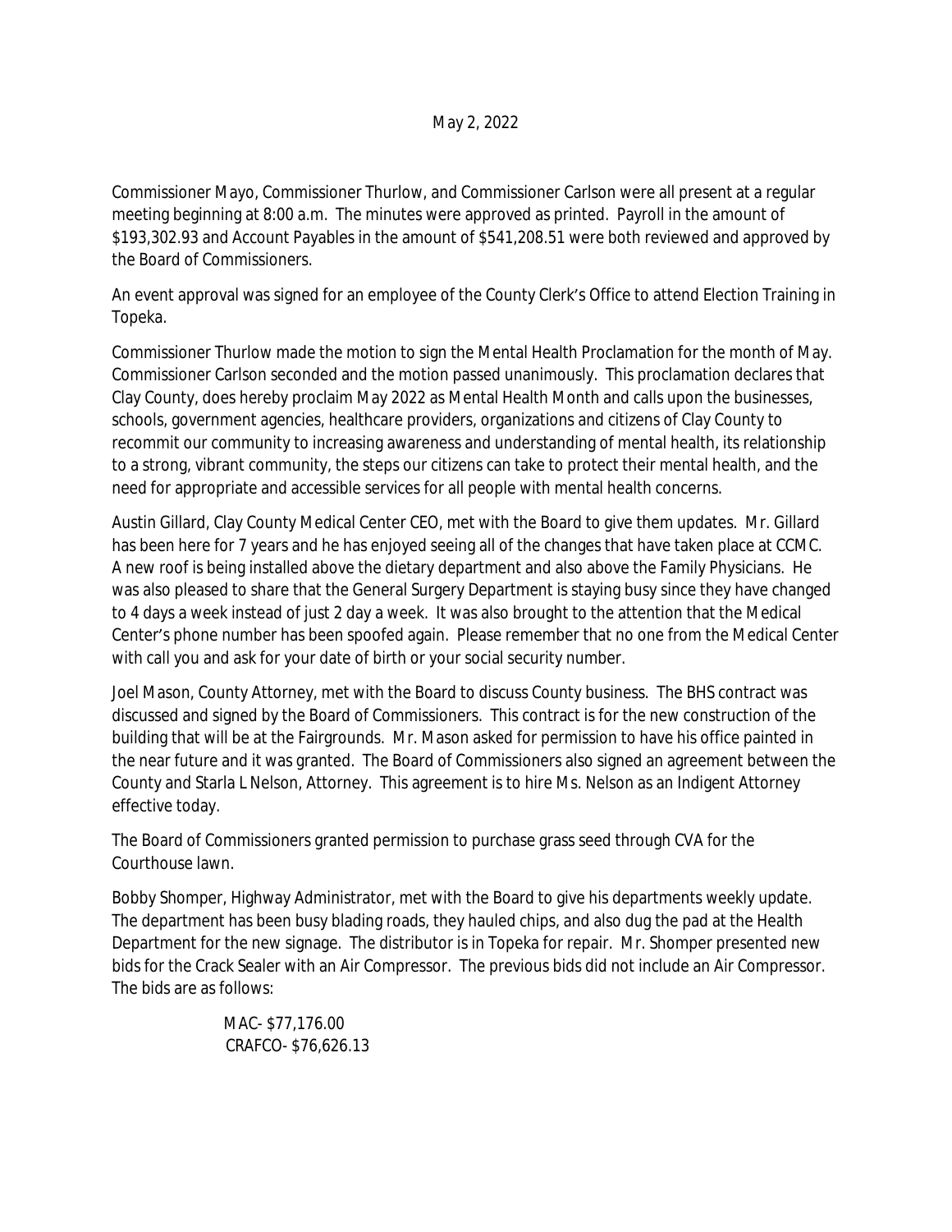May 2, 2022

Commissioner Mayo, Commissioner Thurlow, and Commissioner Carlson were all present at a regular meeting beginning at 8:00 a.m. The minutes were approved as printed. Payroll in the amount of $193,302.93 and Account Payables in the amount of $541,208.51 were both reviewed and approved by the Board of Commissioners.

An event approval was signed for an employee of the County Clerk's Office to attend Election Training in Topeka.

Commissioner Thurlow made the motion to sign the Mental Health Proclamation for the month of May. Commissioner Carlson seconded and the motion passed unanimously. This proclamation declares that Clay County, does hereby proclaim May 2022 as Mental Health Month and calls upon the businesses, schools, government agencies, healthcare providers, organizations and citizens of Clay County to recommit our community to increasing awareness and understanding of mental health, its relationship to a strong, vibrant community, the steps our citizens can take to protect their mental health, and the need for appropriate and accessible services for all people with mental health concerns.

Austin Gillard, Clay County Medical Center CEO, met with the Board to give them updates. Mr. Gillard has been here for 7 years and he has enjoyed seeing all of the changes that have taken place at CCMC. A new roof is being installed above the dietary department and also above the Family Physicians. He was also pleased to share that the General Surgery Department is staying busy since they have changed to 4 days a week instead of just 2 day a week. It was also brought to the attention that the Medical Center's phone number has been spoofed again. Please remember that no one from the Medical Center with call you and ask for your date of birth or your social security number.

Joel Mason, County Attorney, met with the Board to discuss County business. The BHS contract was discussed and signed by the Board of Commissioners. This contract is for the new construction of the building that will be at the Fairgrounds. Mr. Mason asked for permission to have his office painted in the near future and it was granted. The Board of Commissioners also signed an agreement between the County and Starla L Nelson, Attorney. This agreement is to hire Ms. Nelson as an Indigent Attorney effective today.

The Board of Commissioners granted permission to purchase grass seed through CVA for the Courthouse lawn.

Bobby Shomper, Highway Administrator, met with the Board to give his departments weekly update. The department has been busy blading roads, they hauled chips, and also dug the pad at the Health Department for the new signage. The distributor is in Topeka for repair. Mr. Shomper presented new bids for the Crack Sealer with an Air Compressor. The previous bids did not include an Air Compressor. The bids are as follows:

MAC- $77,176.00
CRAFCO- $76,626.13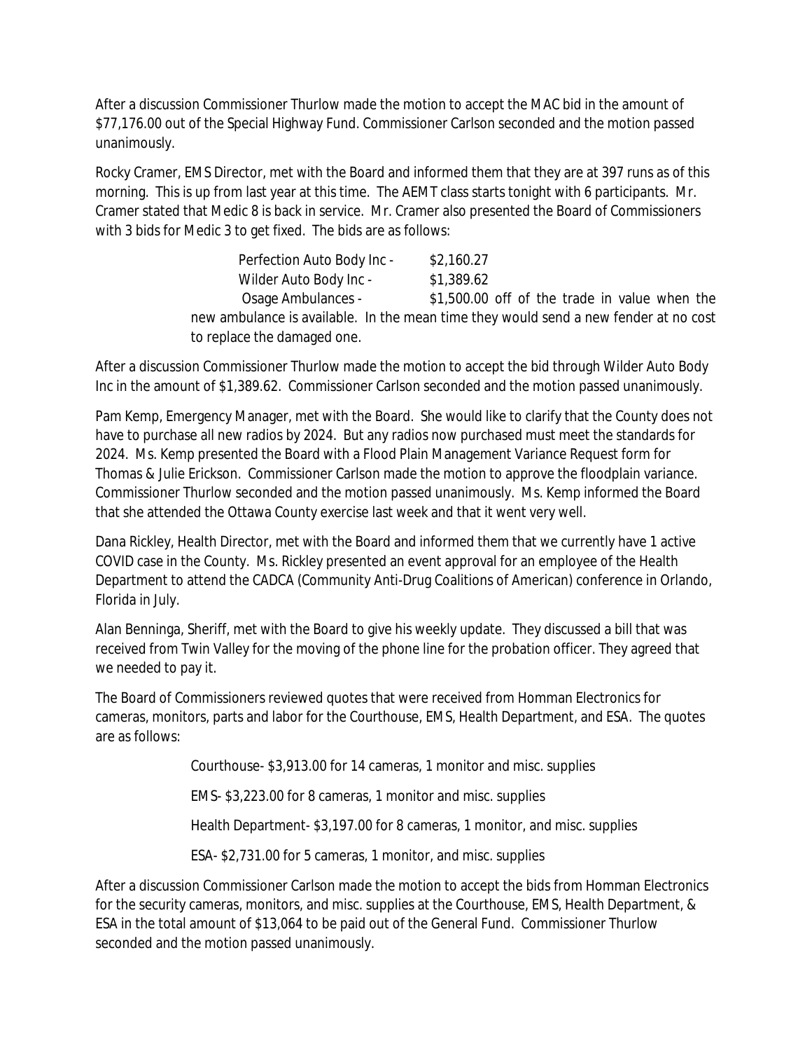After a discussion Commissioner Thurlow made the motion to accept the MAC bid in the amount of $77,176.00 out of the Special Highway Fund. Commissioner Carlson seconded and the motion passed unanimously.

Rocky Cramer, EMS Director, met with the Board and informed them that they are at 397 runs as of this morning. This is up from last year at this time. The AEMT class starts tonight with 6 participants. Mr. Cramer stated that Medic 8 is back in service. Mr. Cramer also presented the Board of Commissioners with 3 bids for Medic 3 to get fixed. The bids are as follows:

> Perfection Auto Body Inc - $2,160.27
> Wilder Auto Body Inc - $1,389.62
> Osage Ambulances - $1,500.00 off of the trade in value when the new ambulance is available. In the mean time they would send a new fender at no cost to replace the damaged one.

After a discussion Commissioner Thurlow made the motion to accept the bid through Wilder Auto Body Inc in the amount of $1,389.62. Commissioner Carlson seconded and the motion passed unanimously.

Pam Kemp, Emergency Manager, met with the Board. She would like to clarify that the County does not have to purchase all new radios by 2024. But any radios now purchased must meet the standards for 2024. Ms. Kemp presented the Board with a Flood Plain Management Variance Request form for Thomas & Julie Erickson. Commissioner Carlson made the motion to approve the floodplain variance. Commissioner Thurlow seconded and the motion passed unanimously. Ms. Kemp informed the Board that she attended the Ottawa County exercise last week and that it went very well.

Dana Rickley, Health Director, met with the Board and informed them that we currently have 1 active COVID case in the County. Ms. Rickley presented an event approval for an employee of the Health Department to attend the CADCA (Community Anti-Drug Coalitions of American) conference in Orlando, Florida in July.

Alan Benninga, Sheriff, met with the Board to give his weekly update. They discussed a bill that was received from Twin Valley for the moving of the phone line for the probation officer. They agreed that we needed to pay it.

The Board of Commissioners reviewed quotes that were received from Homman Electronics for cameras, monitors, parts and labor for the Courthouse, EMS, Health Department, and ESA. The quotes are as follows:

> Courthouse- $3,913.00 for 14 cameras, 1 monitor and misc. supplies
>
> EMS- $3,223.00 for 8 cameras, 1 monitor and misc. supplies
>
> Health Department- $3,197.00 for 8 cameras, 1 monitor, and misc. supplies
>
> ESA- $2,731.00 for 5 cameras, 1 monitor, and misc. supplies

After a discussion Commissioner Carlson made the motion to accept the bids from Homman Electronics for the security cameras, monitors, and misc. supplies at the Courthouse, EMS, Health Department, & ESA in the total amount of $13,064 to be paid out of the General Fund. Commissioner Thurlow seconded and the motion passed unanimously.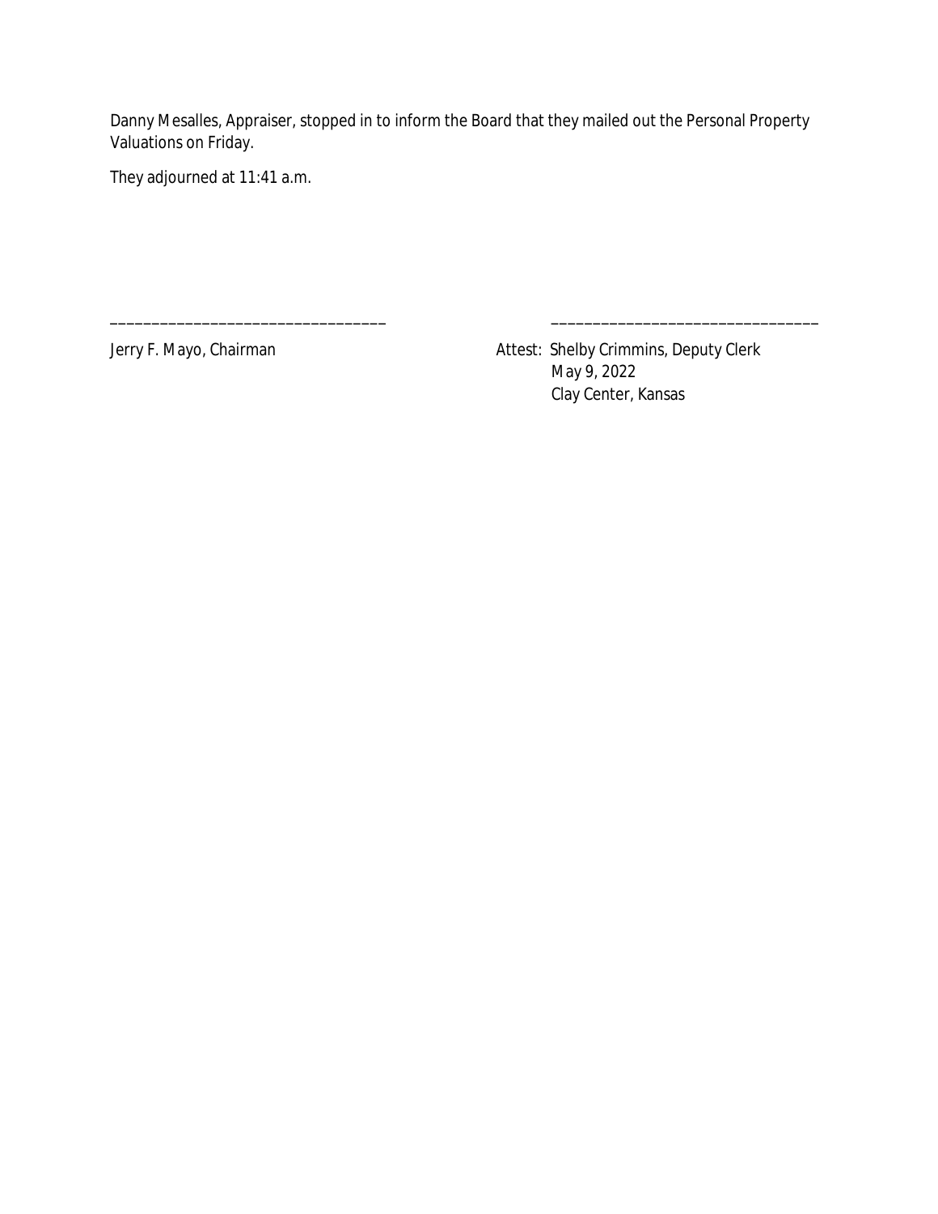Danny Mesalles, Appraiser, stopped in to inform the Board that they mailed out the Personal Property Valuations on Friday.

They adjourned at 11:41 a.m.

_________________________________ _________________________________

Jerry F. Mayo, Chairman

Attest: Shelby Crimmins, Deputy Clerk
May 9, 2022
Clay Center, Kansas